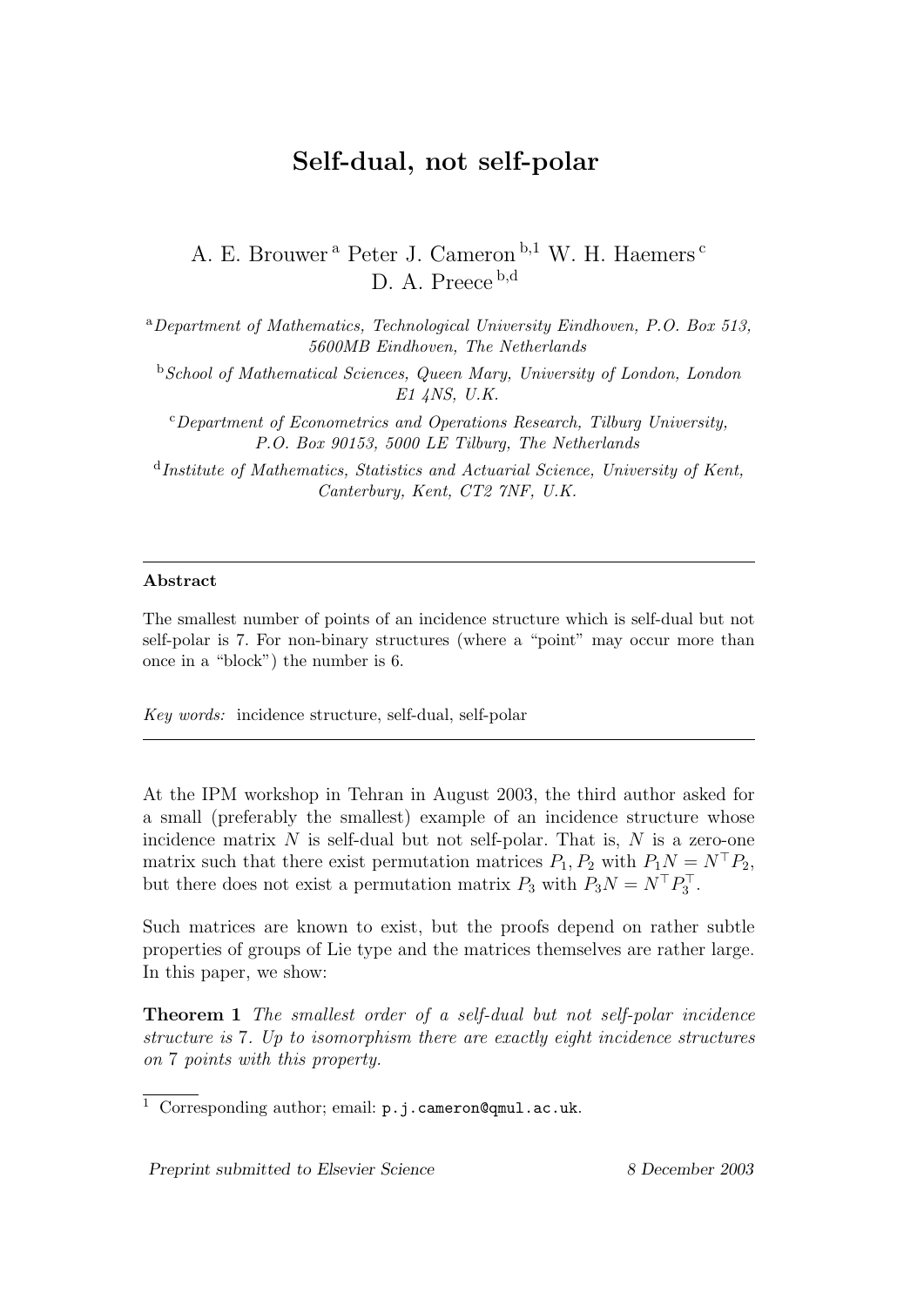# Self-dual, not self-polar

A. E. Brouwer [a] Peter J. Cameron [b,1] W. H. Haemers [c] D. A. Preece [b,d]

[a] *Department of Mathematics, Technological University Eindhoven, P.O. Box 513, 5600MB Eindhoven, The Netherlands*

[b] *School of Mathematical Sciences, Queen Mary, University of London, London E1 4NS, U.K.*

[c] *Department of Econometrics and Operations Research, Tilburg University, P.O. Box 90153, 5000 LE Tilburg, The Netherlands*

[d] *Institute of Mathematics, Statistics and Actuarial Science, University of Kent, Canterbury, Kent, CT2 7NF, U.K.*

---

**Abstract**

The smallest number of points of an incidence structure which is self-dual but not self-polar is 7. For non-binary structures (where a "point" may occur more than once in a "block") the number is 6.

*Key words:* incidence structure, self-dual, self-polar

---

At the IPM workshop in Tehran in August 2003, the third author asked for a small (preferably the smallest) example of an incidence structure whose incidence matrix $N$ is self-dual but not self-polar. That is, $N$ is a zero-one matrix such that there exist permutation matrices $P_1, P_2$ with $P_1 N = N^\top P_2$, but there does not exist a permutation matrix $P_3$ with $P_3 N = N^\top P_3^\top$.

Such matrices are known to exist, but the proofs depend on rather subtle properties of groups of Lie type and the matrices themselves are rather large. In this paper, we show:

**Theorem 1** *The smallest order of a self-dual but not self-polar incidence structure is 7. Up to isomorphism there are exactly eight incidence structures on 7 points with this property.*

---

[1] Corresponding author; email: `p.j.cameron@qmul.ac.uk`.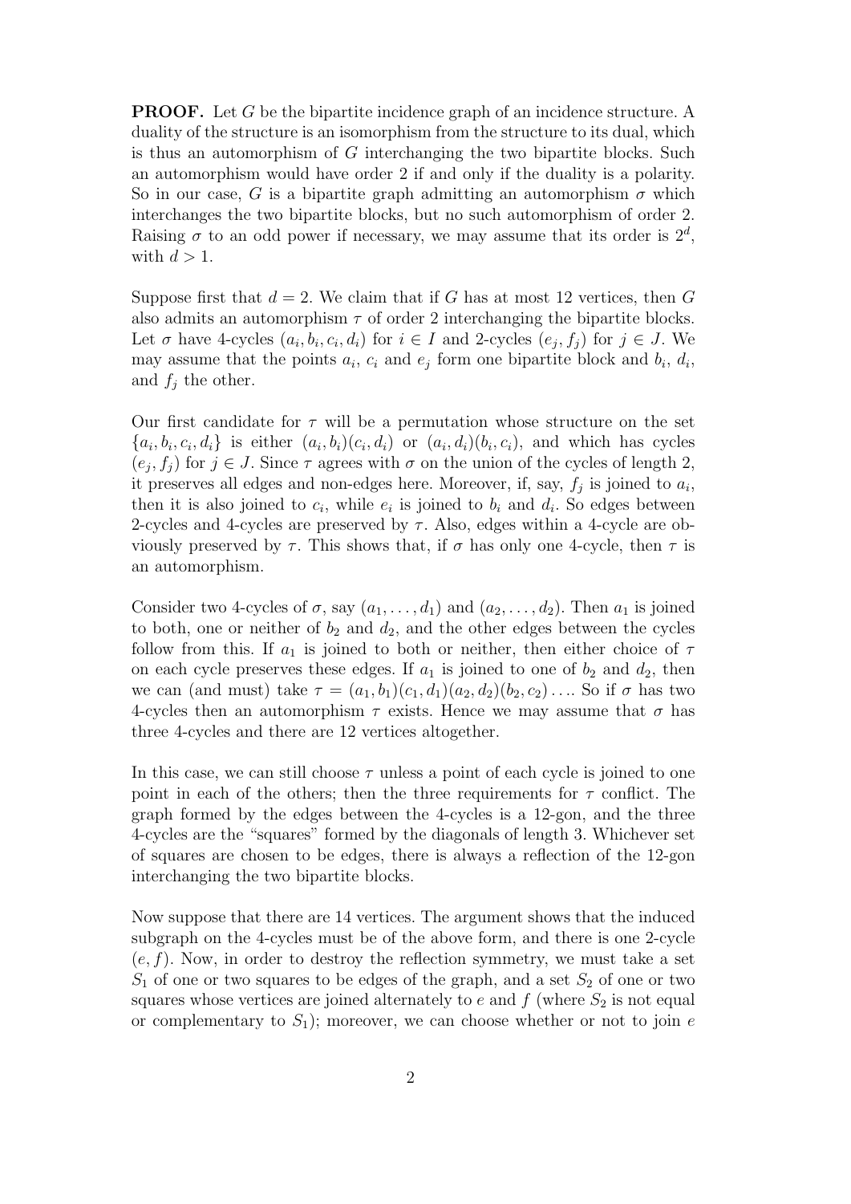**PROOF.** Let $G$ be the bipartite incidence graph of an incidence structure. A duality of the structure is an isomorphism from the structure to its dual, which is thus an automorphism of $G$ interchanging the two bipartite blocks. Such an automorphism would have order 2 if and only if the duality is a polarity. So in our case, $G$ is a bipartite graph admitting an automorphism $\sigma$ which interchanges the two bipartite blocks, but no such automorphism of order 2. Raising $\sigma$ to an odd power if necessary, we may assume that its order is $2^d$, with $d > 1$.

Suppose first that $d = 2$. We claim that if $G$ has at most 12 vertices, then $G$ also admits an automorphism $\tau$ of order 2 interchanging the bipartite blocks. Let $\sigma$ have 4-cycles $(a_i, b_i, c_i, d_i)$ for $i \in I$ and 2-cycles $(e_j, f_j)$ for $j \in J$. We may assume that the points $a_i$, $c_i$ and $e_j$ form one bipartite block and $b_i$, $d_i$, and $f_j$ the other.

Our first candidate for $\tau$ will be a permutation whose structure on the set $\{a_i, b_i, c_i, d_i\}$ is either $(a_i, b_i)(c_i, d_i)$ or $(a_i, d_i)(b_i, c_i)$, and which has cycles $(e_j, f_j)$ for $j \in J$. Since $\tau$ agrees with $\sigma$ on the union of the cycles of length 2, it preserves all edges and non-edges here. Moreover, if, say, $f_j$ is joined to $a_i$, then it is also joined to $c_i$, while $e_i$ is joined to $b_i$ and $d_i$. So edges between 2-cycles and 4-cycles are preserved by $\tau$. Also, edges within a 4-cycle are obviously preserved by $\tau$. This shows that, if $\sigma$ has only one 4-cycle, then $\tau$ is an automorphism.

Consider two 4-cycles of $\sigma$, say $(a_1, \ldots, d_1)$ and $(a_2, \ldots, d_2)$. Then $a_1$ is joined to both, one or neither of $b_2$ and $d_2$, and the other edges between the cycles follow from this. If $a_1$ is joined to both or neither, then either choice of $\tau$ on each cycle preserves these edges. If $a_1$ is joined to one of $b_2$ and $d_2$, then we can (and must) take $\tau = (a_1, b_1)(c_1, d_1)(a_2, d_2)(b_2, c_2)\ldots$. So if $\sigma$ has two 4-cycles then an automorphism $\tau$ exists. Hence we may assume that $\sigma$ has three 4-cycles and there are 12 vertices altogether.

In this case, we can still choose $\tau$ unless a point of each cycle is joined to one point in each of the others; then the three requirements for $\tau$ conflict. The graph formed by the edges between the 4-cycles is a 12-gon, and the three 4-cycles are the "squares" formed by the diagonals of length 3. Whichever set of squares are chosen to be edges, there is always a reflection of the 12-gon interchanging the two bipartite blocks.

Now suppose that there are 14 vertices. The argument shows that the induced subgraph on the 4-cycles must be of the above form, and there is one 2-cycle $(e, f)$. Now, in order to destroy the reflection symmetry, we must take a set $S_1$ of one or two squares to be edges of the graph, and a set $S_2$ of one or two squares whose vertices are joined alternately to $e$ and $f$ (where $S_2$ is not equal or complementary to $S_1$); moreover, we can choose whether or not to join $e$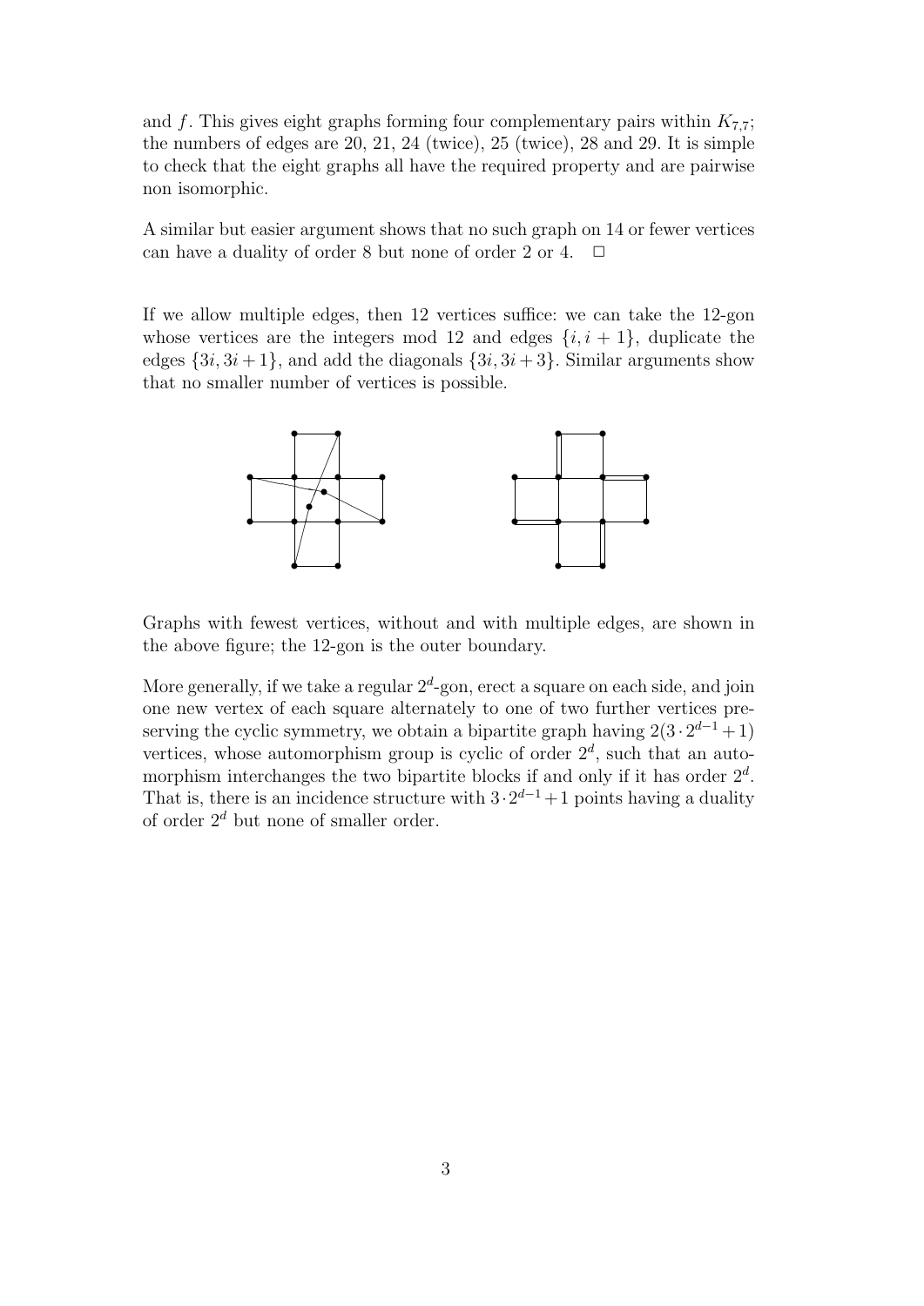and $f$. This gives eight graphs forming four complementary pairs within $K_{7,7}$; the numbers of edges are 20, 21, 24 (twice), 25 (twice), 28 and 29. It is simple to check that the eight graphs all have the required property and are pairwise non isomorphic.

A similar but easier argument shows that no such graph on 14 or fewer vertices can have a duality of order 8 but none of order 2 or 4. $\square$

If we allow multiple edges, then 12 vertices suffice: we can take the 12-gon whose vertices are the integers mod 12 and edges $\{i, i+1\}$, duplicate the edges $\{3i, 3i+1\}$, and add the diagonals $\{3i, 3i+3\}$. Similar arguments show that no smaller number of vertices is possible.

Graphs with fewest vertices, without and with multiple edges, are shown in the above figure; the 12-gon is the outer boundary.

More generally, if we take a regular $2^d$-gon, erect a square on each side, and join one new vertex of each square alternately to one of two further vertices preserving the cyclic symmetry, we obtain a bipartite graph having $2(3 \cdot 2^{d-1} + 1)$ vertices, whose automorphism group is cyclic of order $2^d$, such that an automorphism interchanges the two bipartite blocks if and only if it has order $2^d$. That is, there is an incidence structure with $3 \cdot 2^{d-1} + 1$ points having a duality of order $2^d$ but none of smaller order.